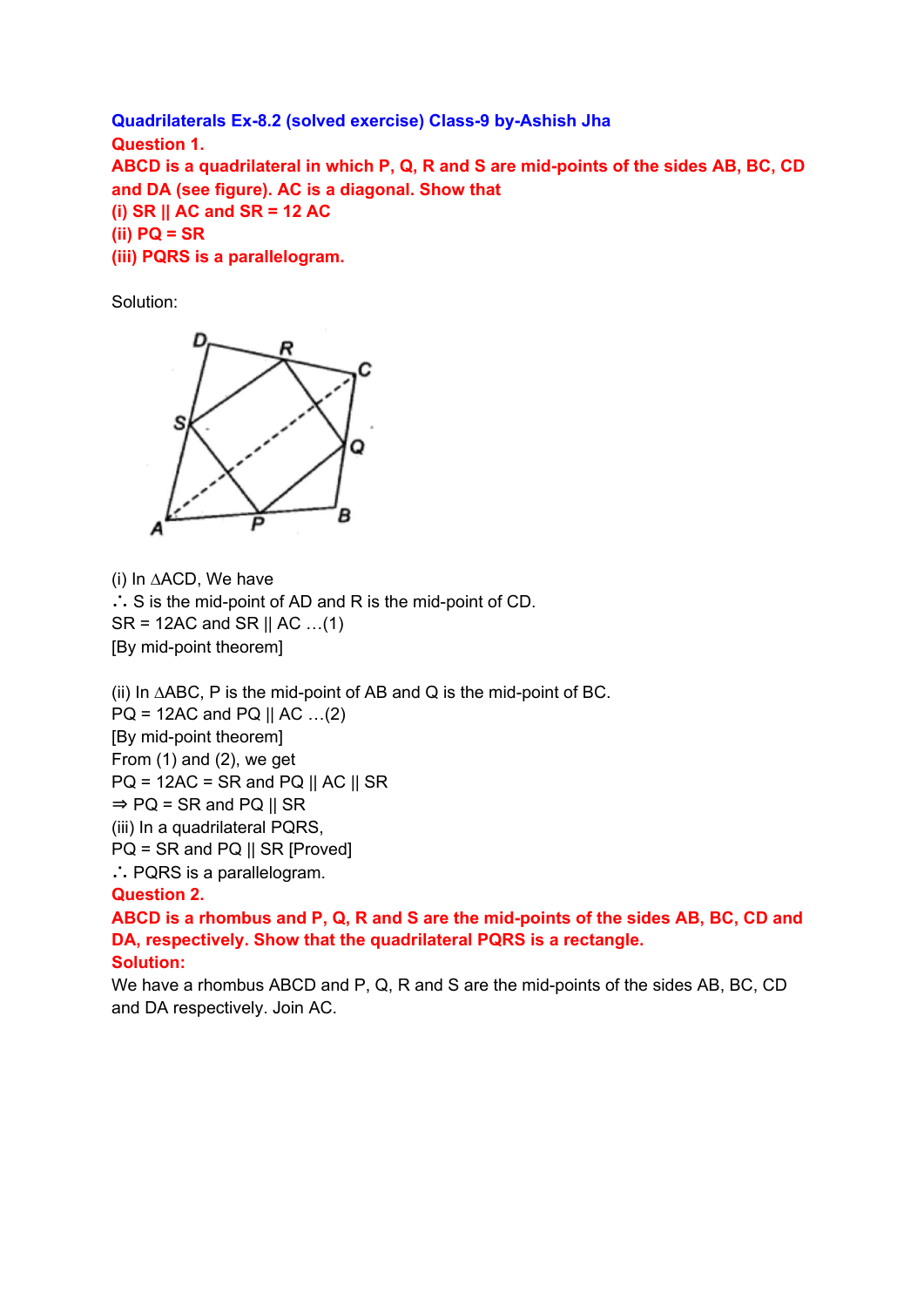**Quadrilaterals Ex-8.2 (solved exercise) Class-9 by-Ashish Jha**

**Question 1.**

**ABCD is a quadrilateral in which P, Q, R and S are mid-points of the sides AB, BC, CD and DA (see figure). AC is a diagonal. Show that**

**(i) SR || AC and SR = 12 AC**

**(ii) PQ = SR**

**(iii) PQRS is a parallelogram.**

Solution:

(i) In ∆ACD, We have

∴ S is the mid-point of AD and R is the mid-point of CD.

SR = 12AC and SR || AC …(1)

[By mid-point theorem]

(ii) In ∆ABC, P is the mid-point of AB and Q is the mid-point of BC.

PQ = 12AC and PQ || AC …(2)

[By mid-point theorem]

From (1) and (2), we get

PQ = 12AC = SR and PQ || AC || SR

⇒ PQ = SR and PQ || SR

(iii) In a quadrilateral PQRS,

PQ = SR and PQ || SR [Proved]

∴ PQRS is a parallelogram.

**Question 2.**

**ABCD is a rhombus and P, Q, R and S are the mid-points of the sides AB, BC, CD and DA, respectively. Show that the quadrilateral PQRS is a rectangle.**

**Solution:**

We have a rhombus ABCD and P, Q, R and S are the mid-points of the sides AB, BC, CD and DA respectively. Join AC.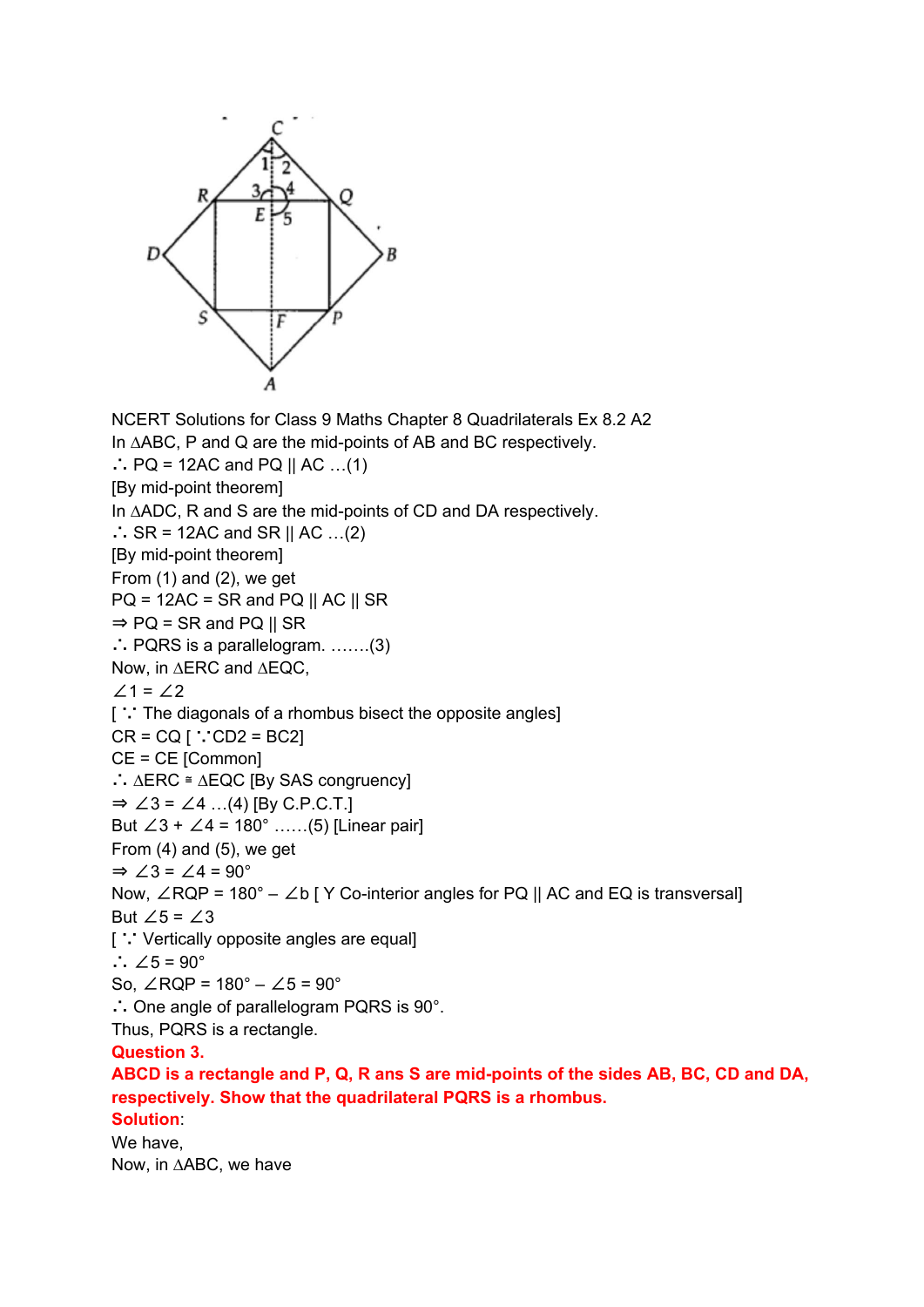NCERT Solutions for Class 9 Maths Chapter 8 Quadrilaterals Ex 8.2 A2

In $\Delta ABC$, P and Q are the mid-points of AB and BC respectively.

$\therefore$ PQ = 12AC and PQ || AC …(1)

[By mid-point theorem]

In $\Delta ADC$, R and S are the mid-points of CD and DA respectively.

$\therefore$ SR = 12AC and SR || AC …(2)

[By mid-point theorem]

From (1) and (2), we get

PQ = 12AC = SR and PQ || AC || SR

$\Rightarrow$ PQ = SR and PQ || SR

$\therefore$ PQRS is a parallelogram. …….(3)

Now, in $\Delta ERC$ and $\Delta EQC$,

$\angle 1 = \angle 2$

[ $\because$ The diagonals of a rhombus bisect the opposite angles]

CR = CQ [ $\because$CD2 = BC2]

CE = CE [Common]

$\therefore$ $\Delta ERC \cong \Delta EQC$ [By SAS congruency]

$\Rightarrow$ $\angle 3 = \angle 4$ …(4) [By C.P.C.T.]

But $\angle 3 + \angle 4 = 180°$ ……(5) [Linear pair]

From (4) and (5), we get

$\Rightarrow$ $\angle 3 = \angle 4 = 90°$

Now, $\angle RQP = 180° - \angle b$ [ Y Co-interior angles for PQ || AC and EQ is transversal]

But $\angle 5 = \angle 3$

[ $\because$ Vertically opposite angles are equal]

$\therefore$ $\angle 5 = 90°$

So, $\angle RQP = 180° - \angle 5 = 90°$

$\therefore$ One angle of parallelogram PQRS is 90°.

Thus, PQRS is a rectangle.

**Question 3.**

**ABCD is a rectangle and P, Q, R ans S are mid-points of the sides AB, BC, CD and DA, respectively. Show that the quadrilateral PQRS is a rhombus.**

**Solution**:

We have,

Now, in $\Delta ABC$, we have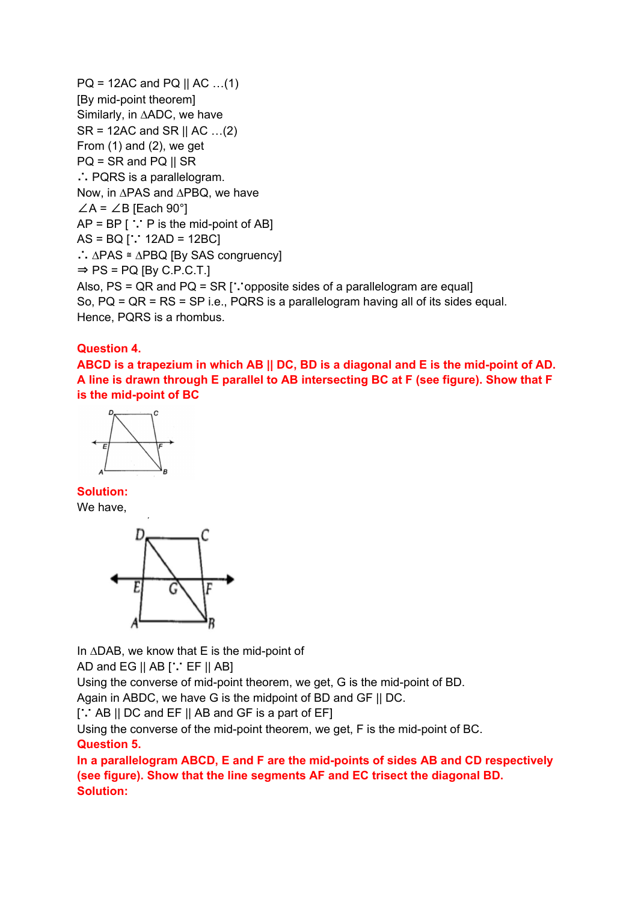PQ = 12AC and PQ || AC …(1)
[By mid-point theorem]
Similarly, in ∆ADC, we have
SR = 12AC and SR || AC …(2)
From (1) and (2), we get
PQ = SR and PQ || SR
∴ PQRS is a parallelogram.
Now, in ∆PAS and ∆PBQ, we have
∠A = ∠B [Each 90°]
AP = BP [ ∵ P is the mid-point of AB]
AS = BQ [∵ 12AD = 12BC]
∴ ∆PAS ≅ ∆PBQ [By SAS congruency]
⇒ PS = PQ [By C.P.C.T.]
Also, PS = QR and PQ = SR [∵opposite sides of a parallelogram are equal]
So, PQ = QR = RS = SP i.e., PQRS is a parallelogram having all of its sides equal.
Hence, PQRS is a rhombus.

**Question 4.**
**ABCD is a trapezium in which AB || DC, BD is a diagonal and E is the mid-point of AD. A line is drawn through E parallel to AB intersecting BC at F (see figure). Show that F is the mid-point of BC**

**Solution:**
We have,

In ∆DAB, we know that E is the mid-point of
AD and EG || AB [∵ EF || AB]
Using the converse of mid-point theorem, we get, G is the mid-point of BD.
Again in ABDC, we have G is the midpoint of BD and GF || DC.
[∵ AB || DC and EF || AB and GF is a part of EF]
Using the converse of the mid-point theorem, we get, F is the mid-point of BC.

**Question 5.**
**In a parallelogram ABCD, E and F are the mid-points of sides AB and CD respectively (see figure). Show that the line segments AF and EC trisect the diagonal BD.**
**Solution:**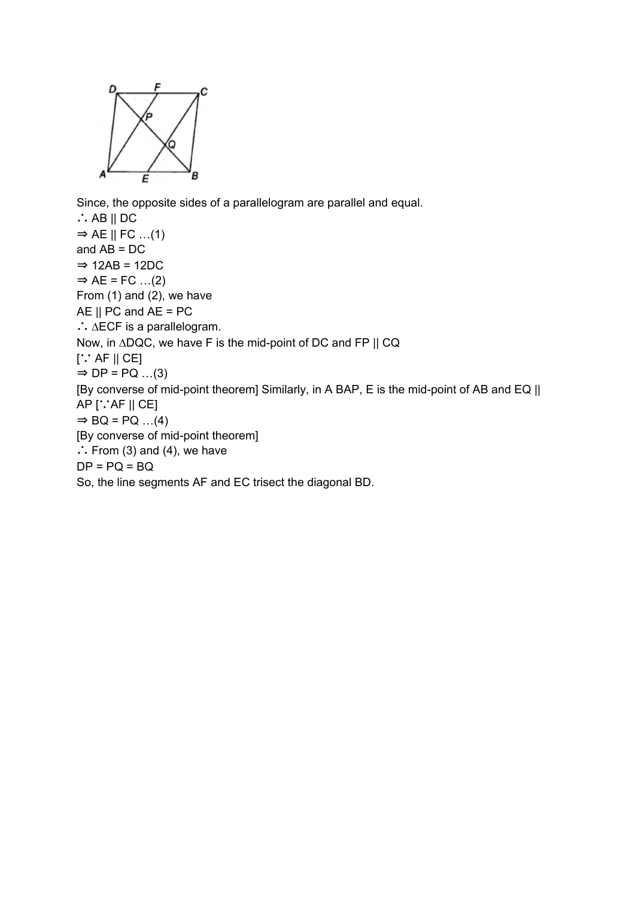Since, the opposite sides of a parallelogram are parallel and equal.

∴ AB || DC

⇒ AE || FC …(1)

and AB = DC

⇒ 12AB = 12DC

⇒ AE = FC …(2)

From (1) and (2), we have

AE || PC and AE = PC

∴ ∆ECF is a parallelogram.

Now, in ∆DQC, we have F is the mid-point of DC and FP || CQ

[∵ AF || CE]

⇒ DP = PQ …(3)

[By converse of mid-point theorem] Similarly, in A BAP, E is the mid-point of AB and EQ || AP [∵AF || CE]

⇒ BQ = PQ …(4)

[By converse of mid-point theorem]

∴ From (3) and (4), we have

DP = PQ = BQ

So, the line segments AF and EC trisect the diagonal BD.